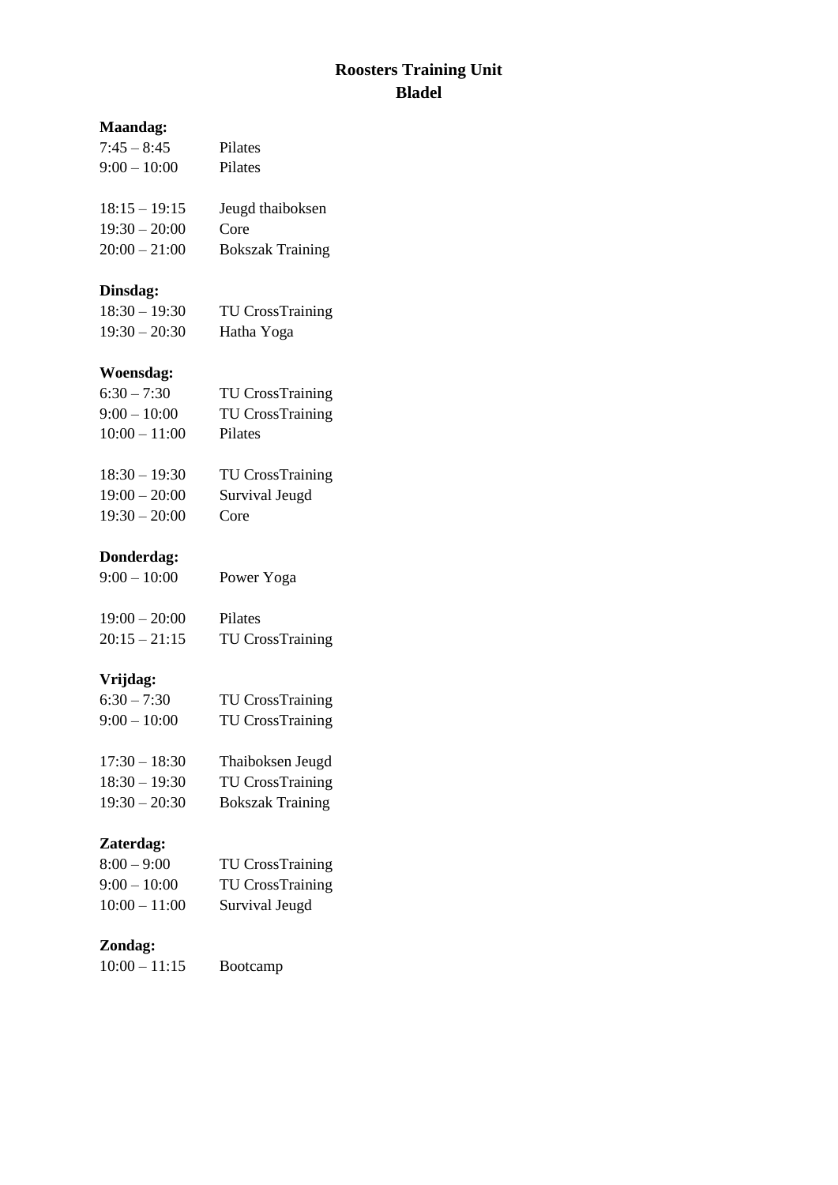# Roosters Training Unit
# Bladel

**Maandag:**

7:45 – 8:45 Pilates
9:00 – 10:00 Pilates

18:15 – 19:15 Jeugd thaiboksen
19:30 – 20:00 Core
20:00 – 21:00 Bokszak Training

**Dinsdag:**

18:30 – 19:30 TU CrossTraining
19:30 – 20:30 Hatha Yoga

**Woensdag:**

6:30 – 7:30 TU CrossTraining
9:00 – 10:00 TU CrossTraining
10:00 – 11:00 Pilates

18:30 – 19:30 TU CrossTraining
19:00 – 20:00 Survival Jeugd
19:30 – 20:00 Core

**Donderdag:**

9:00 – 10:00 Power Yoga

19:00 – 20:00 Pilates
20:15 – 21:15 TU CrossTraining

**Vrijdag:**

6:30 – 7:30 TU CrossTraining
9:00 – 10:00 TU CrossTraining

17:30 – 18:30 Thaiboksen Jeugd
18:30 – 19:30 TU CrossTraining
19:30 – 20:30 Bokszak Training

**Zaterdag:**

8:00 – 9:00 TU CrossTraining
9:00 – 10:00 TU CrossTraining
10:00 – 11:00 Survival Jeugd

**Zondag:**

10:00 – 11:15 Bootcamp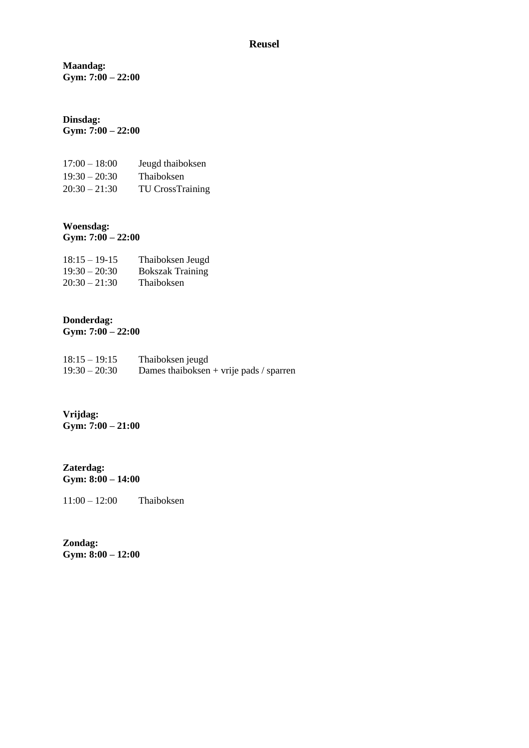## Reusel

**Maandag:**
**Gym: 7:00 – 22:00**

**Dinsdag:**
**Gym: 7:00 – 22:00**

| | |
|---|---|
| 17:00 – 18:00 | Jeugd thaiboksen |
| 19:30 – 20:30 | Thaiboksen |
| 20:30 – 21:30 | TU CrossTraining |

**Woensdag:**
**Gym: 7:00 – 22:00**

| | |
|---|---|
| 18:15 – 19-15 | Thaiboksen Jeugd |
| 19:30 – 20:30 | Bokszak Training |
| 20:30 – 21:30 | Thaiboksen |

**Donderdag:**
**Gym: 7:00 – 22:00**

| | |
|---|---|
| 18:15 – 19:15 | Thaiboksen jeugd |
| 19:30 – 20:30 | Dames thaiboksen + vrije pads / sparren |

**Vrijdag:**
**Gym: 7:00 – 21:00**

**Zaterdag:**
**Gym: 8:00 – 14:00**

| | |
|---|---|
| 11:00 – 12:00 | Thaiboksen |

**Zondag:**
**Gym: 8:00 – 12:00**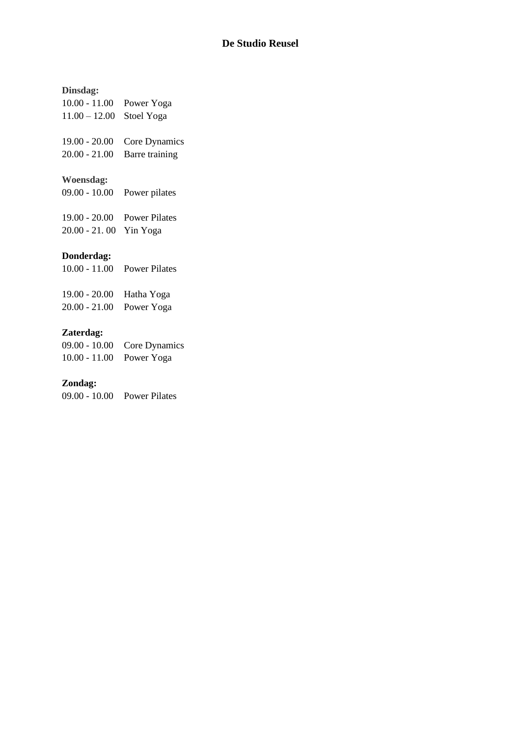**De Studio Reusel**

**Dinsdag:**
10.00 - 11.00 Power Yoga
11.00 – 12.00 Stoel Yoga

19.00 - 20.00 Core Dynamics
20.00 - 21.00 Barre training

**Woensdag:**
09.00 - 10.00 Power pilates

19.00 - 20.00 Power Pilates
20.00 - 21. 00 Yin Yoga

**Donderdag:**
10.00 - 11.00 Power Pilates

19.00 - 20.00 Hatha Yoga
20.00 - 21.00 Power Yoga

**Zaterdag:**
09.00 - 10.00 Core Dynamics
10.00 - 11.00 Power Yoga

**Zondag:**
09.00 - 10.00 Power Pilates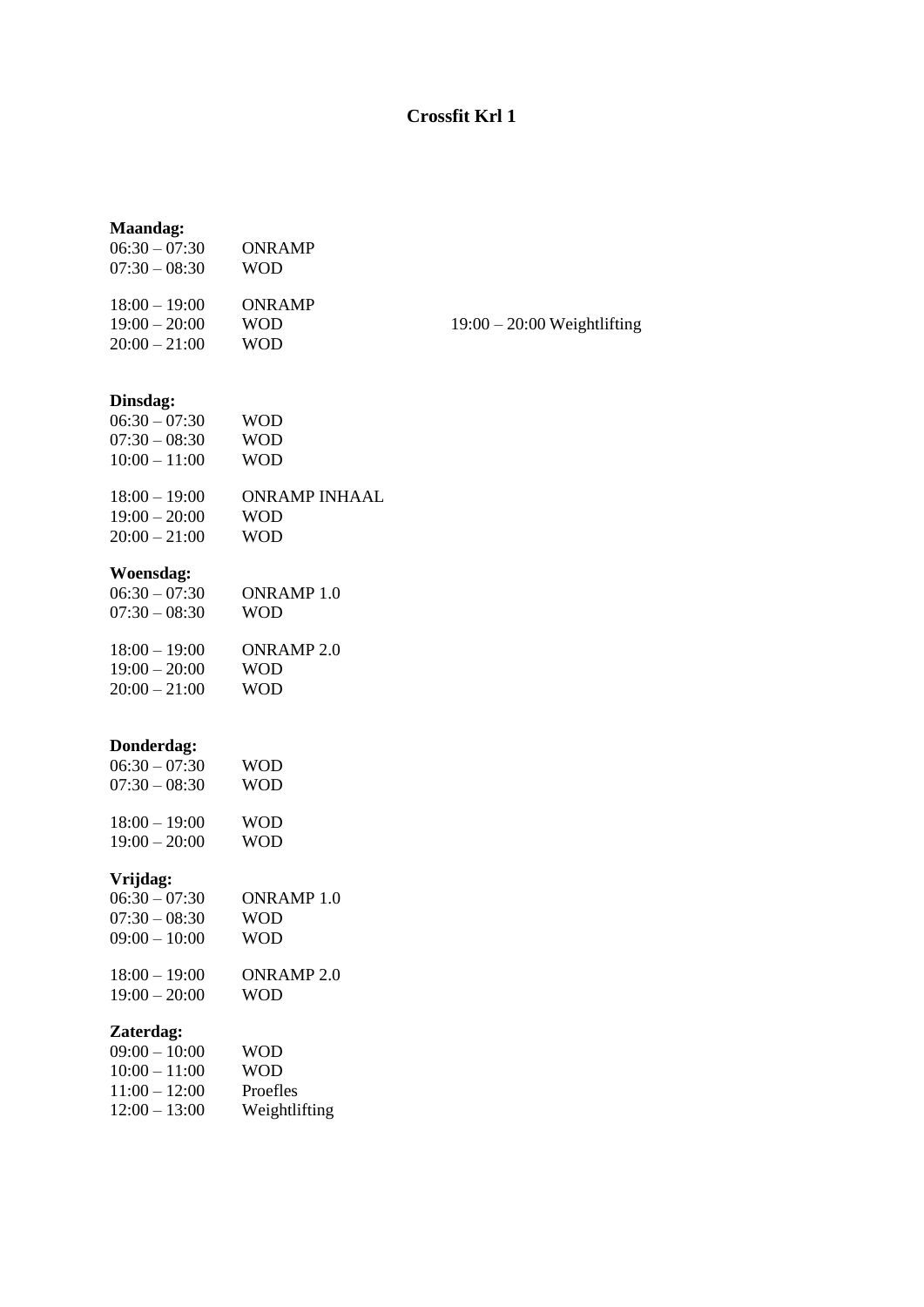# Crossfit Krl 1

**Maandag:**
06:30 – 07:30 ONRAMP
07:30 – 08:30 WOD

18:00 – 19:00 ONRAMP
19:00 – 20:00 WOD
20:00 – 21:00 WOD

19:00 – 20:00 Weightlifting

**Dinsdag:**
06:30 – 07:30 WOD
07:30 – 08:30 WOD
10:00 – 11:00 WOD

18:00 – 19:00 ONRAMP INHAAL
19:00 – 20:00 WOD
20:00 – 21:00 WOD

**Woensdag:**
06:30 – 07:30 ONRAMP 1.0
07:30 – 08:30 WOD

18:00 – 19:00 ONRAMP 2.0
19:00 – 20:00 WOD
20:00 – 21:00 WOD

**Donderdag:**
06:30 – 07:30 WOD
07:30 – 08:30 WOD

18:00 – 19:00 WOD
19:00 – 20:00 WOD

**Vrijdag:**
06:30 – 07:30 ONRAMP 1.0
07:30 – 08:30 WOD
09:00 – 10:00 WOD

18:00 – 19:00 ONRAMP 2.0
19:00 – 20:00 WOD

**Zaterdag:**
09:00 – 10:00 WOD
10:00 – 11:00 WOD
11:00 – 12:00 Proefles
12:00 – 13:00 Weightlifting